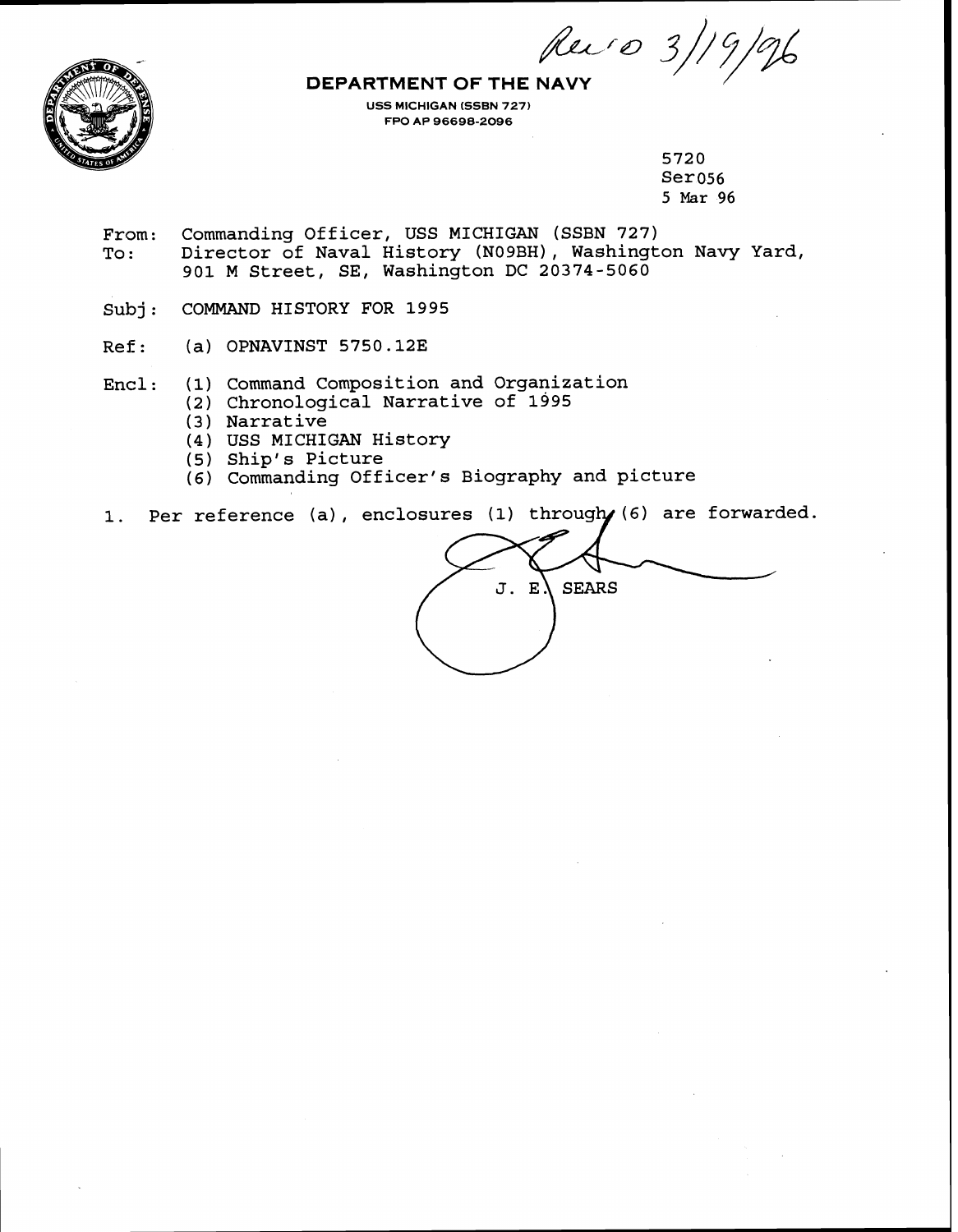Rec'd 3/19/96

**DEPARTMENT OF THE NAVY**

USS MICHIGAN (SSBN 727)
FPO AP 96698-2096

5720
Ser056
5 Mar 96

From: Commanding Officer, USS MICHIGAN (SSBN 727)
To: Director of Naval History (N09BH), Washington Navy Yard, 901 M Street, SE, Washington DC 20374-5060

Subj: COMMAND HISTORY FOR 1995

Ref: (a) OPNAVINST 5750.12E

Encl: (1) Command Composition and Organization
(2) Chronological Narrative of 1995
(3) Narrative
(4) USS MICHIGAN History
(5) Ship's Picture
(6) Commanding Officer's Biography and picture

1. Per reference (a), enclosures (1) through (6) are forwarded.

J. E. SEARS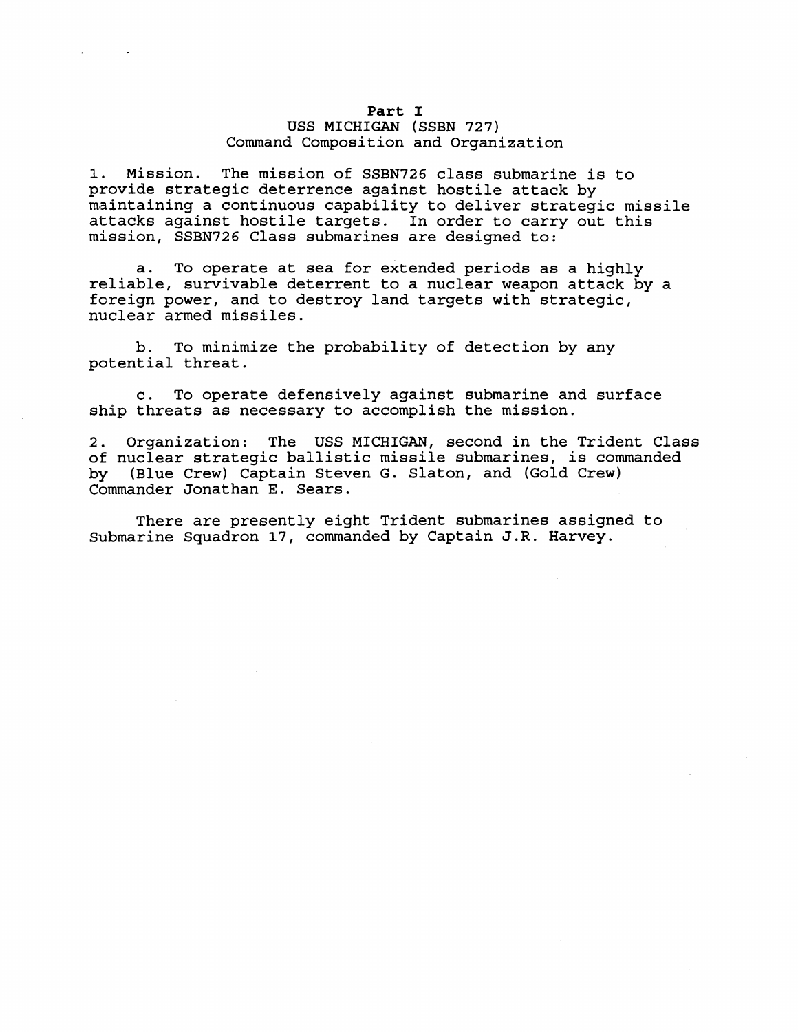# Part I

## USS MICHIGAN (SSBN 727)
## Command Composition and Organization

1. Mission. The mission of SSBN726 class submarine is to provide strategic deterrence against hostile attack by maintaining a continuous capability to deliver strategic missile attacks against hostile targets. In order to carry out this mission, SSBN726 Class submarines are designed to:

    a. To operate at sea for extended periods as a highly reliable, survivable deterrent to a nuclear weapon attack by a foreign power, and to destroy land targets with strategic, nuclear armed missiles.

    b. To minimize the probability of detection by any potential threat.

    c. To operate defensively against submarine and surface ship threats as necessary to accomplish the mission.

2. Organization: The USS MICHIGAN, second in the Trident Class of nuclear strategic ballistic missile submarines, is commanded by (Blue Crew) Captain Steven G. Slaton, and (Gold Crew) Commander Jonathan E. Sears.

There are presently eight Trident submarines assigned to Submarine Squadron 17, commanded by Captain J.R. Harvey.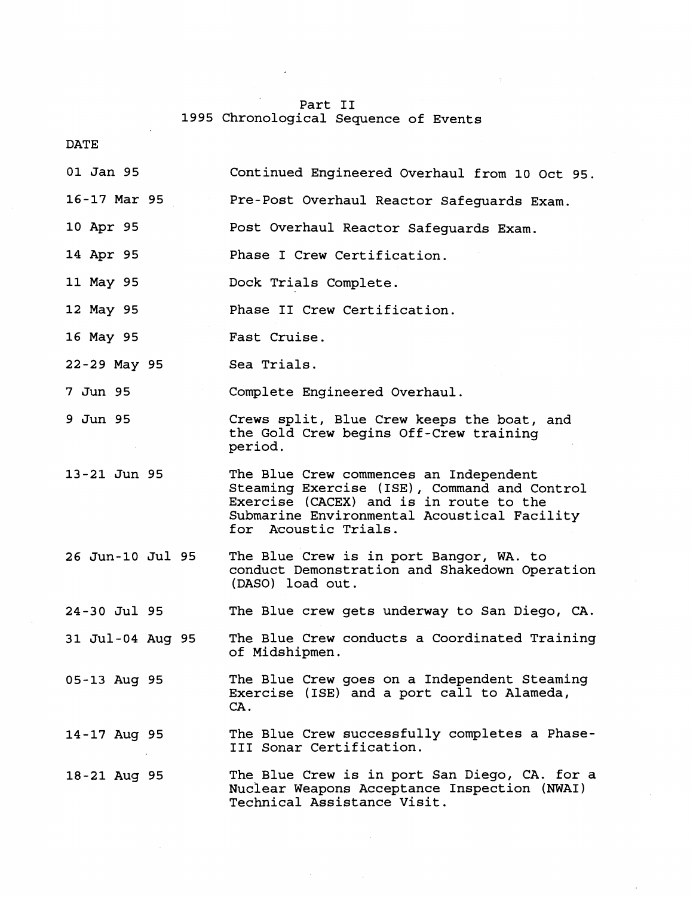# Part II
## 1995 Chronological Sequence of Events

| DATE | |
|---|---|
| 01 Jan 95 | Continued Engineered Overhaul from 10 Oct 95. |
| 16-17 Mar 95 | Pre-Post Overhaul Reactor Safeguards Exam. |
| 10 Apr 95 | Post Overhaul Reactor Safeguards Exam. |
| 14 Apr 95 | Phase I Crew Certification. |
| 11 May 95 | Dock Trials Complete. |
| 12 May 95 | Phase II Crew Certification. |
| 16 May 95 | Fast Cruise. |
| 22-29 May 95 | Sea Trials. |
| 7 Jun 95 | Complete Engineered Overhaul. |
| 9 Jun 95 | Crews split, Blue Crew keeps the boat, and the Gold Crew begins Off-Crew training period. |
| 13-21 Jun 95 | The Blue Crew commences an Independent Steaming Exercise (ISE), Command and Control Exercise (CACEX) and is in route to the Submarine Environmental Acoustical Facility for Acoustic Trials. |
| 26 Jun-10 Jul 95 | The Blue Crew is in port Bangor, WA. to conduct Demonstration and Shakedown Operation (DASO) load out. |
| 24-30 Jul 95 | The Blue crew gets underway to San Diego, CA. |
| 31 Jul-04 Aug 95 | The Blue Crew conducts a Coordinated Training of Midshipmen. |
| 05-13 Aug 95 | The Blue Crew goes on a Independent Steaming Exercise (ISE) and a port call to Alameda, CA. |
| 14-17 Aug 95 | The Blue Crew successfully completes a Phase-III Sonar Certification. |
| 18-21 Aug 95 | The Blue Crew is in port San Diego, CA. for a Nuclear Weapons Acceptance Inspection (NWAI) Technical Assistance Visit. |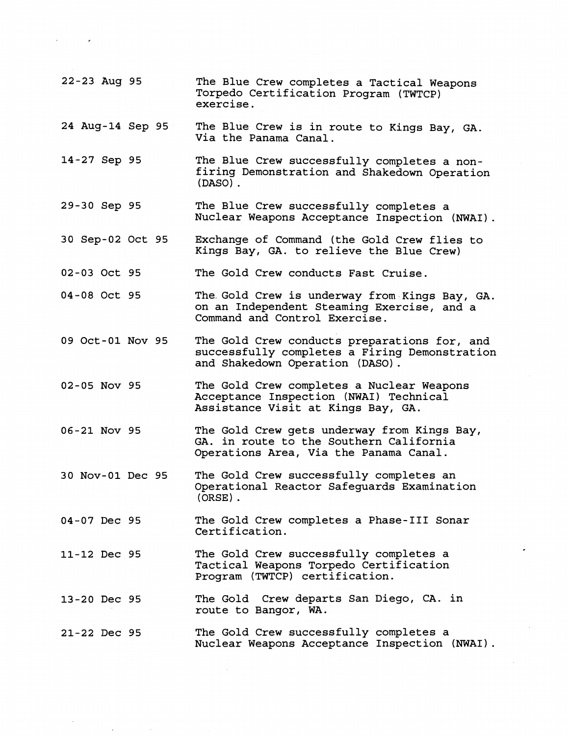| | |
|---|---|
| 22-23 Aug 95 | The Blue Crew completes a Tactical Weapons Torpedo Certification Program (TWTCP) exercise. |
| 24 Aug-14 Sep 95 | The Blue Crew is in route to Kings Bay, GA. Via the Panama Canal. |
| 14-27 Sep 95 | The Blue Crew successfully completes a non-firing Demonstration and Shakedown Operation (DASO). |
| 29-30 Sep 95 | The Blue Crew successfully completes a Nuclear Weapons Acceptance Inspection (NWAI). |
| 30 Sep-02 Oct 95 | Exchange of Command (the Gold Crew flies to Kings Bay, GA. to relieve the Blue Crew) |
| 02-03 Oct 95 | The Gold Crew conducts Fast Cruise. |
| 04-08 Oct 95 | The Gold Crew is underway from Kings Bay, GA. on an Independent Steaming Exercise, and a Command and Control Exercise. |
| 09 Oct-01 Nov 95 | The Gold Crew conducts preparations for, and successfully completes a Firing Demonstration and Shakedown Operation (DASO). |
| 02-05 Nov 95 | The Gold Crew completes a Nuclear Weapons Acceptance Inspection (NWAI) Technical Assistance Visit at Kings Bay, GA. |
| 06-21 Nov 95 | The Gold Crew gets underway from Kings Bay, GA. in route to the Southern California Operations Area, Via the Panama Canal. |
| 30 Nov-01 Dec 95 | The Gold Crew successfully completes an Operational Reactor Safeguards Examination (ORSE). |
| 04-07 Dec 95 | The Gold Crew completes a Phase-III Sonar Certification. |
| 11-12 Dec 95 | The Gold Crew successfully completes a Tactical Weapons Torpedo Certification Program (TWTCP) certification. |
| 13-20 Dec 95 | The Gold Crew departs San Diego, CA. in route to Bangor, WA. |
| 21-22 Dec 95 | The Gold Crew successfully completes a Nuclear Weapons Acceptance Inspection (NWAI). |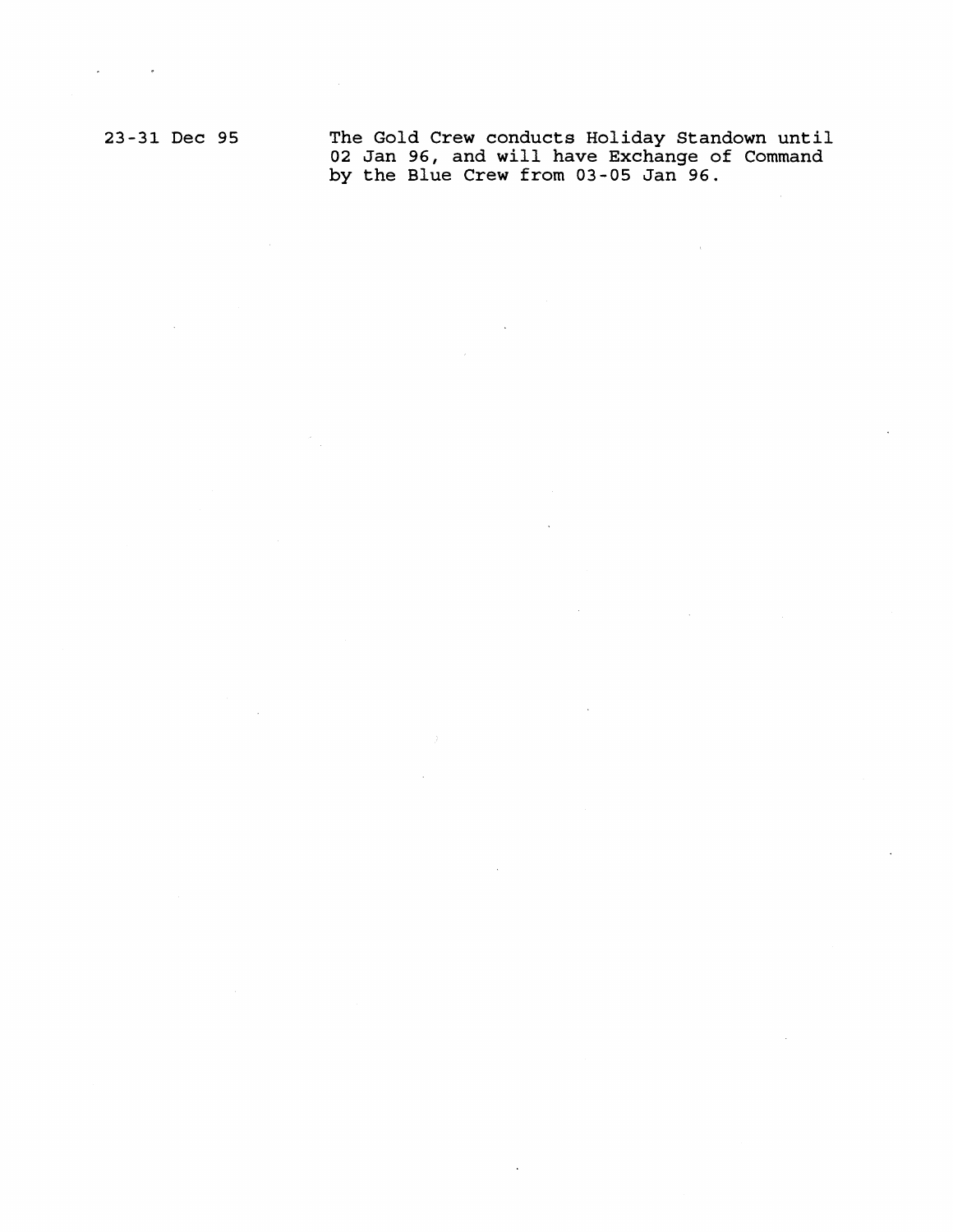| | |
|---|---|
| 23-31 Dec 95 | The Gold Crew conducts Holiday Standown until 02 Jan 96, and will have Exchange of Command by the Blue Crew from 03-05 Jan 96. |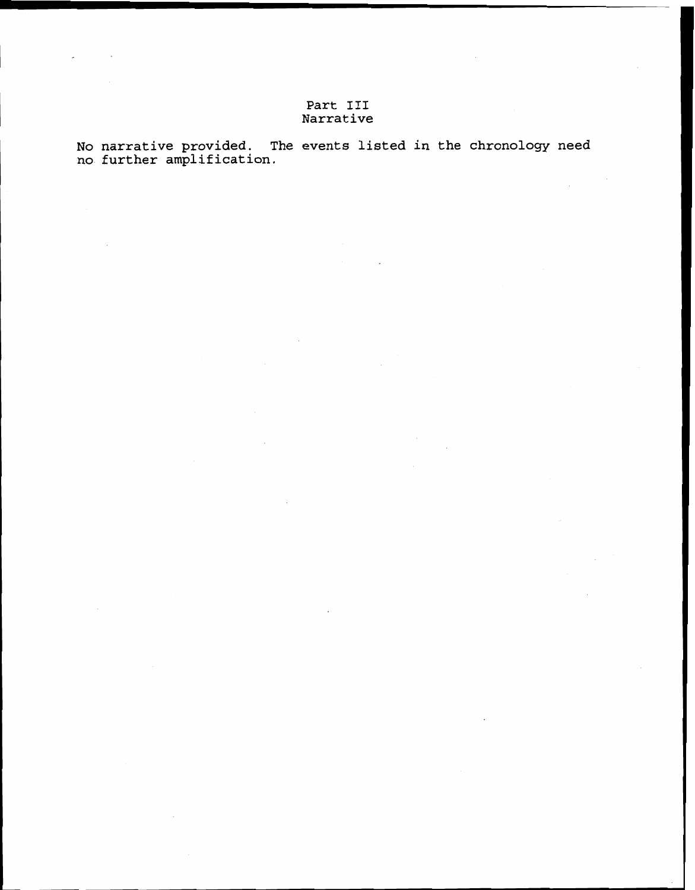# Part III
# Narrative

No narrative provided. The events listed in the chronology need no further amplification.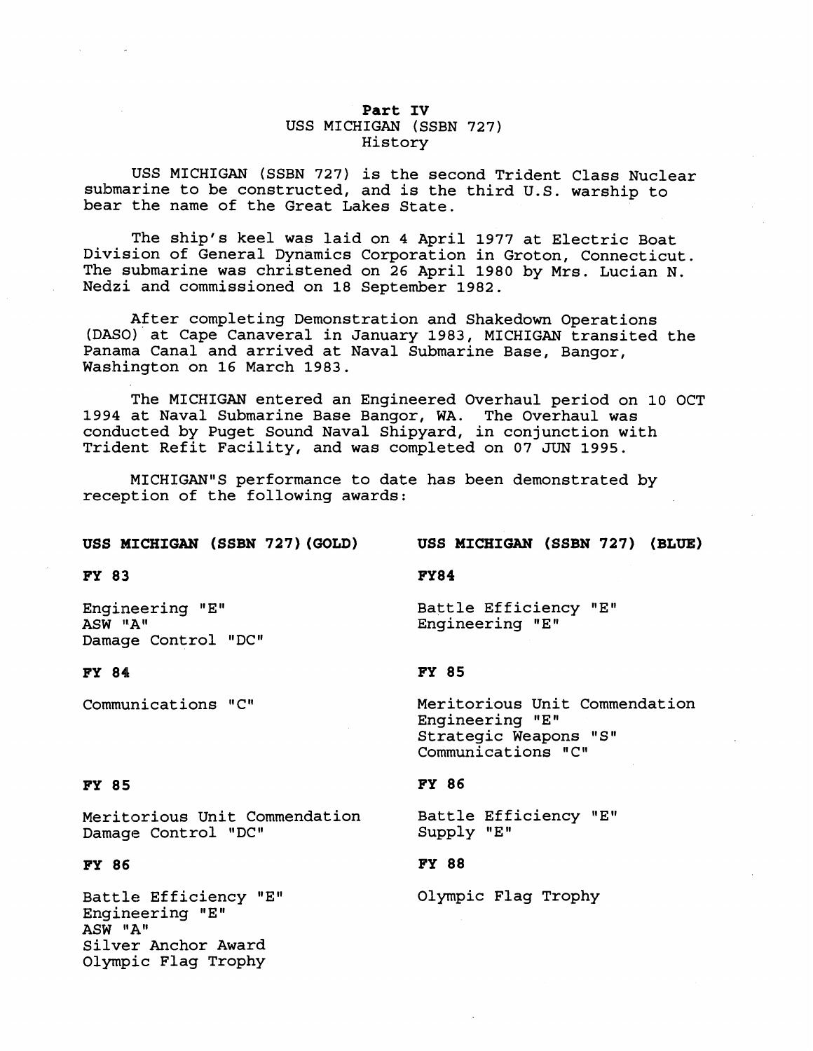# Part IV

## USS MICHIGAN (SSBN 727)

## History

USS MICHIGAN (SSBN 727) is the second Trident Class Nuclear submarine to be constructed, and is the third U.S. warship to bear the name of the Great Lakes State.

The ship's keel was laid on 4 April 1977 at Electric Boat Division of General Dynamics Corporation in Groton, Connecticut. The submarine was christened on 26 April 1980 by Mrs. Lucian N. Nedzi and commissioned on 18 September 1982.

After completing Demonstration and Shakedown Operations (DASO) at Cape Canaveral in January 1983, MICHIGAN transited the Panama Canal and arrived at Naval Submarine Base, Bangor, Washington on 16 March 1983.

The MICHIGAN entered an Engineered Overhaul period on 10 OCT 1994 at Naval Submarine Base Bangor, WA. The Overhaul was conducted by Puget Sound Naval Shipyard, in conjunction with Trident Refit Facility, and was completed on 07 JUN 1995.

MICHIGAN"S performance to date has been demonstrated by reception of the following awards:

**USS MICHIGAN (SSBN 727)(GOLD)**

**FY 83**

Engineering "E"
ASW "A"
Damage Control "DC"

**FY 84**

Communications "C"

**FY 85**

Meritorious Unit Commendation
Damage Control "DC"

**FY 86**

Battle Efficiency "E"
Engineering "E"
ASW "A"
Silver Anchor Award
Olympic Flag Trophy

**USS MICHIGAN (SSBN 727) (BLUE)**

**FY84**

Battle Efficiency "E"
Engineering "E"

**FY 85**

Meritorious Unit Commendation
Engineering "E"
Strategic Weapons "S"
Communications "C"

**FY 86**

Battle Efficiency "E"
Supply "E"

**FY 88**

Olympic Flag Trophy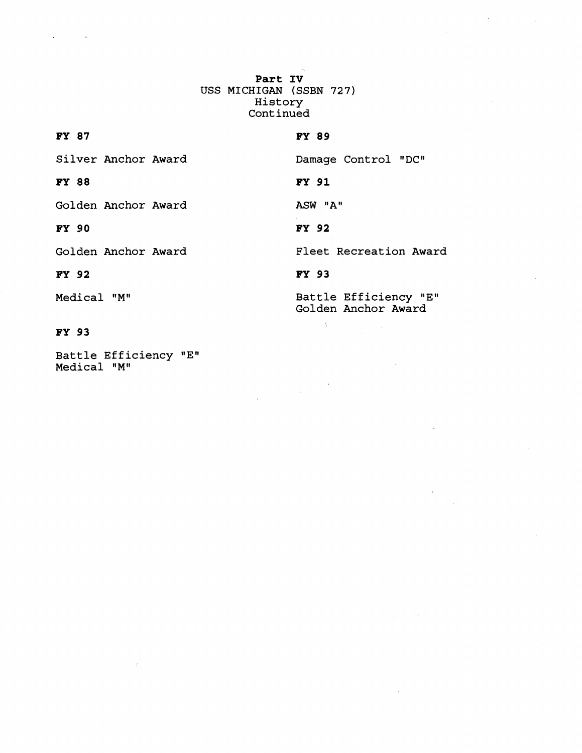**Part IV**
USS MICHIGAN (SSBN 727)
History
Continued

**FY 87**

Silver Anchor Award

**FY 88**

Golden Anchor Award

**FY 90**

Golden Anchor Award

**FY 92**

Medical "M"

**FY 93**

Battle Efficiency "E"
Medical "M"

**FY 89**

Damage Control "DC"

**FY 91**

ASW "A"

**FY 92**

Fleet Recreation Award

**FY 93**

Battle Efficiency "E"
Golden Anchor Award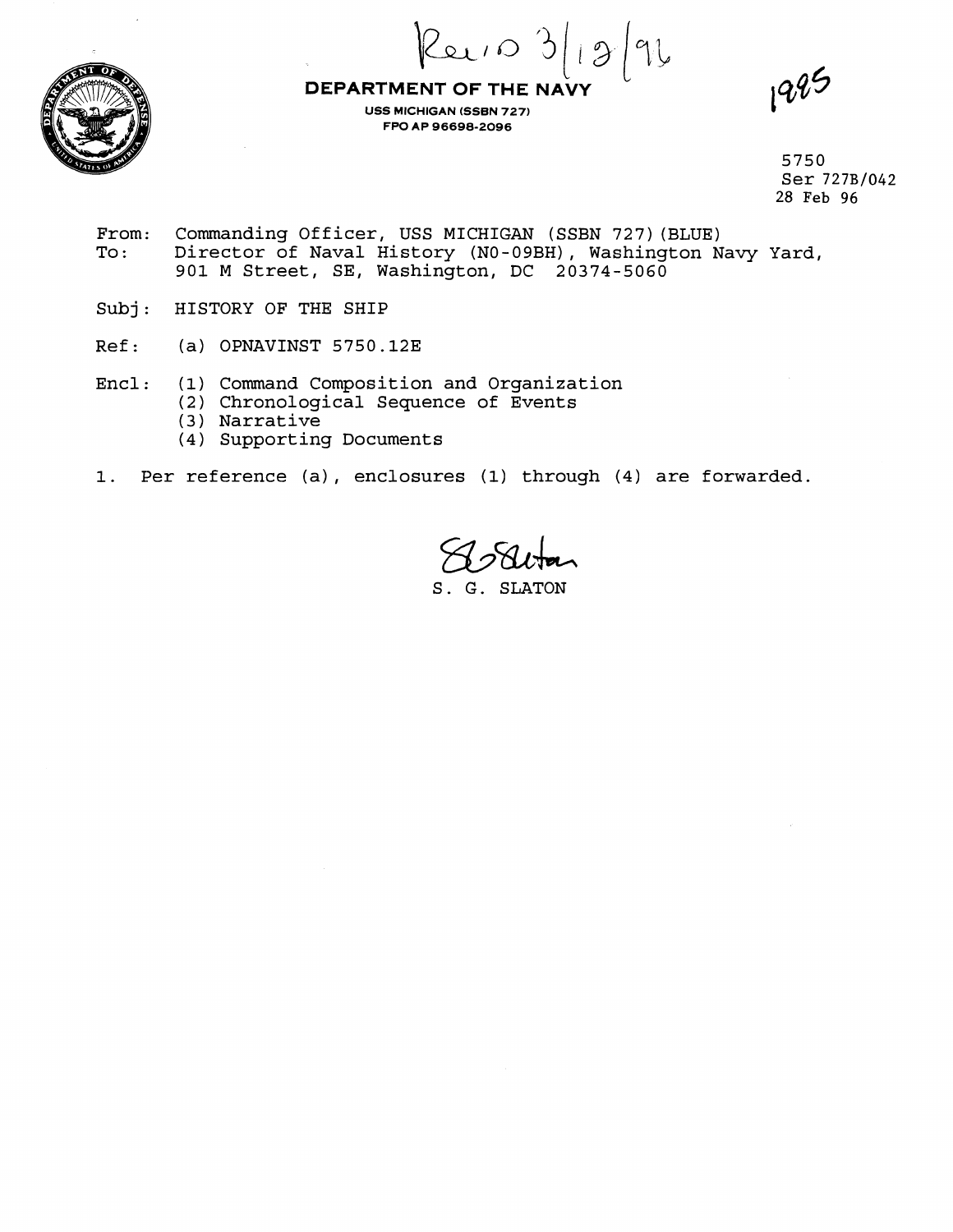Rec'd 3/13/96

**DEPARTMENT OF THE NAVY**

USS MICHIGAN (SSBN 727)
FPO AP 96698-2096

1995

5750
Ser 727B/042
28 Feb 96

From: Commanding Officer, USS MICHIGAN (SSBN 727)(BLUE)
To: Director of Naval History (N0-09BH), Washington Navy Yard, 901 M Street, SE, Washington, DC 20374-5060

Subj: HISTORY OF THE SHIP

Ref: (a) OPNAVINST 5750.12E

Encl: (1) Command Composition and Organization
(2) Chronological Sequence of Events
(3) Narrative
(4) Supporting Documents

1. Per reference (a), enclosures (1) through (4) are forwarded.

S. G. SLATON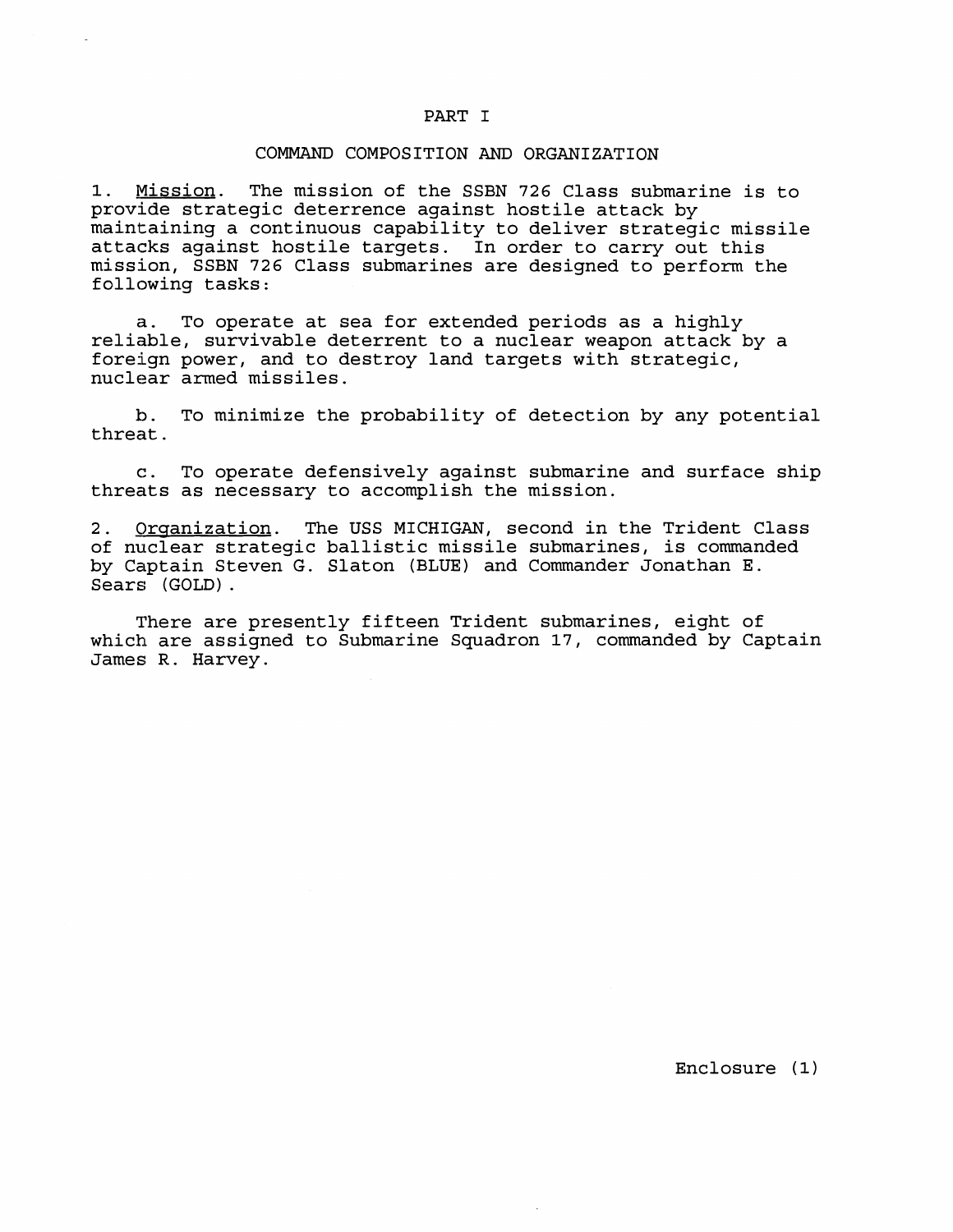## PART I

### COMMAND COMPOSITION AND ORGANIZATION

1. Mission. The mission of the SSBN 726 Class submarine is to provide strategic deterrence against hostile attack by maintaining a continuous capability to deliver strategic missile attacks against hostile targets. In order to carry out this mission, SSBN 726 Class submarines are designed to perform the following tasks:

   a. To operate at sea for extended periods as a highly reliable, survivable deterrent to a nuclear weapon attack by a foreign power, and to destroy land targets with strategic, nuclear armed missiles.

   b. To minimize the probability of detection by any potential threat.

   c. To operate defensively against submarine and surface ship threats as necessary to accomplish the mission.

2. Organization. The USS MICHIGAN, second in the Trident Class of nuclear strategic ballistic missile submarines, is commanded by Captain Steven G. Slaton (BLUE) and Commander Jonathan E. Sears (GOLD).

There are presently fifteen Trident submarines, eight of which are assigned to Submarine Squadron 17, commanded by Captain James R. Harvey.

Enclosure (1)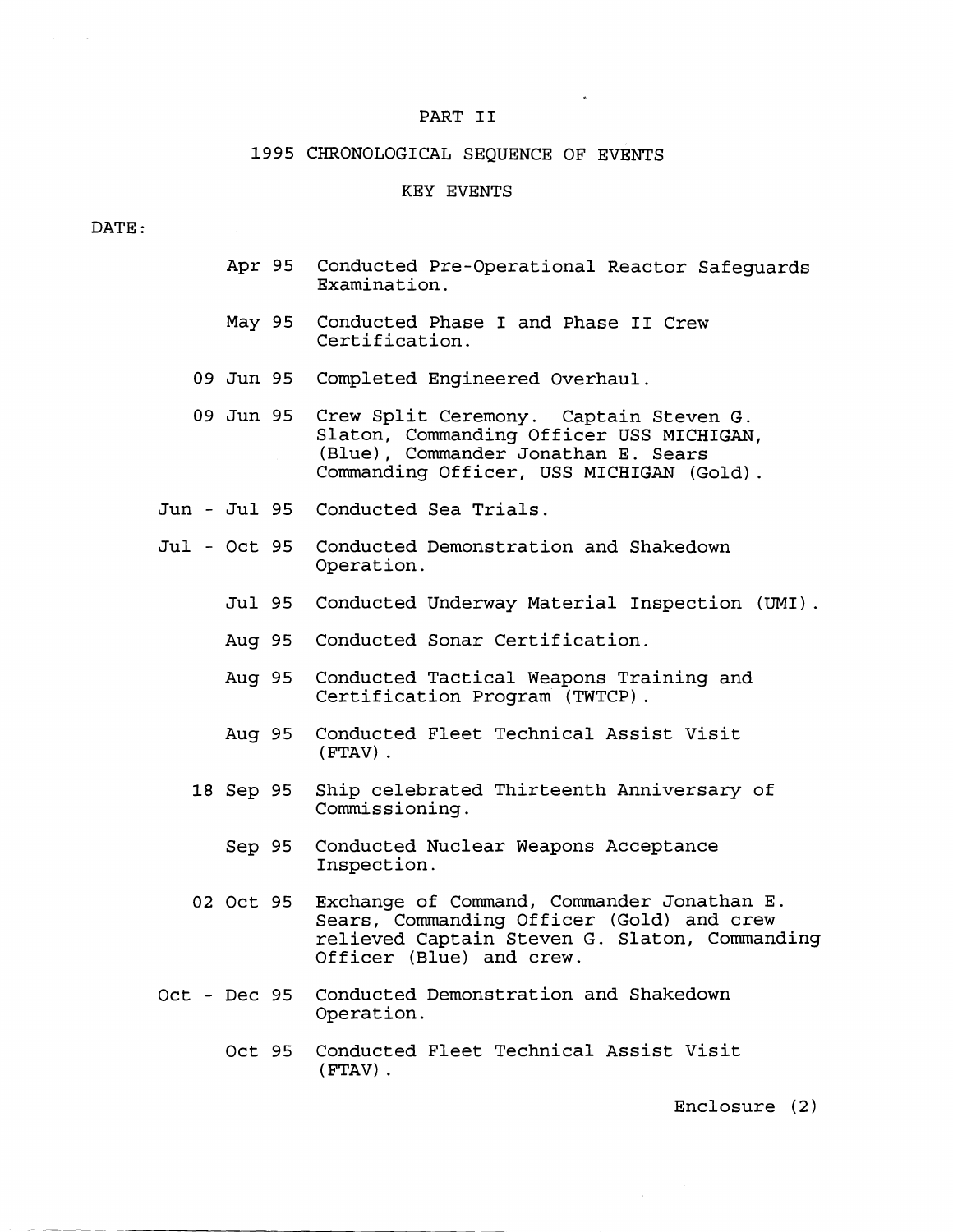# PART II

## 1995 CHRONOLOGICAL SEQUENCE OF EVENTS

### KEY EVENTS

DATE:

| Date | Event |
|---|---|
| Apr 95 | Conducted Pre-Operational Reactor Safeguards Examination. |
| May 95 | Conducted Phase I and Phase II Crew Certification. |
| 09 Jun 95 | Completed Engineered Overhaul. |
| 09 Jun 95 | Crew Split Ceremony. Captain Steven G. Slaton, Commanding Officer USS MICHIGAN, (Blue), Commander Jonathan E. Sears Commanding Officer, USS MICHIGAN (Gold). |
| Jun - Jul 95 | Conducted Sea Trials. |
| Jul - Oct 95 | Conducted Demonstration and Shakedown Operation. |
| Jul 95 | Conducted Underway Material Inspection (UMI). |
| Aug 95 | Conducted Sonar Certification. |
| Aug 95 | Conducted Tactical Weapons Training and Certification Program (TWTCP). |
| Aug 95 | Conducted Fleet Technical Assist Visit (FTAV). |
| 18 Sep 95 | Ship celebrated Thirteenth Anniversary of Commissioning. |
| Sep 95 | Conducted Nuclear Weapons Acceptance Inspection. |
| 02 Oct 95 | Exchange of Command, Commander Jonathan E. Sears, Commanding Officer (Gold) and crew relieved Captain Steven G. Slaton, Commanding Officer (Blue) and crew. |
| Oct - Dec 95 | Conducted Demonstration and Shakedown Operation. |
| Oct 95 | Conducted Fleet Technical Assist Visit (FTAV). |

Enclosure (2)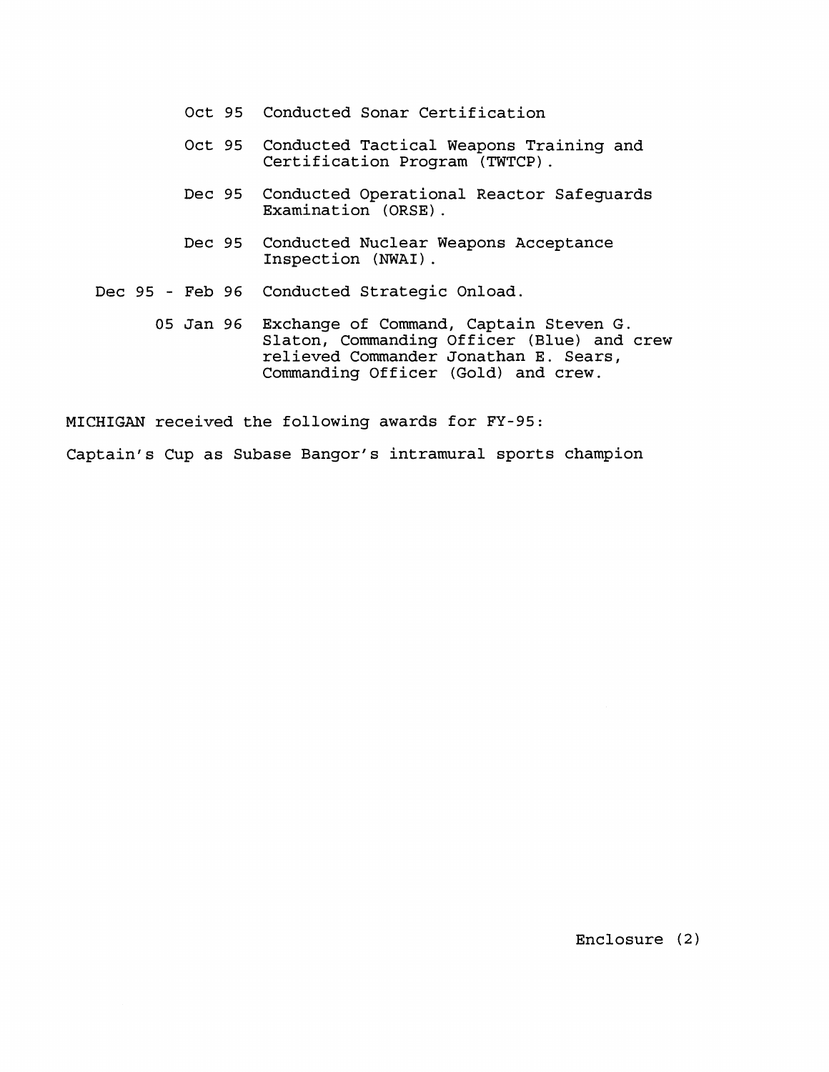Oct 95 Conducted Sonar Certification

Oct 95 Conducted Tactical Weapons Training and Certification Program (TWTCP).

Dec 95 Conducted Operational Reactor Safeguards Examination (ORSE).

Dec 95 Conducted Nuclear Weapons Acceptance Inspection (NWAI).

Dec 95 - Feb 96 Conducted Strategic Onload.

05 Jan 96 Exchange of Command, Captain Steven G. Slaton, Commanding Officer (Blue) and crew relieved Commander Jonathan E. Sears, Commanding Officer (Gold) and crew.

MICHIGAN received the following awards for FY-95:

Captain's Cup as Subase Bangor's intramural sports champion

Enclosure (2)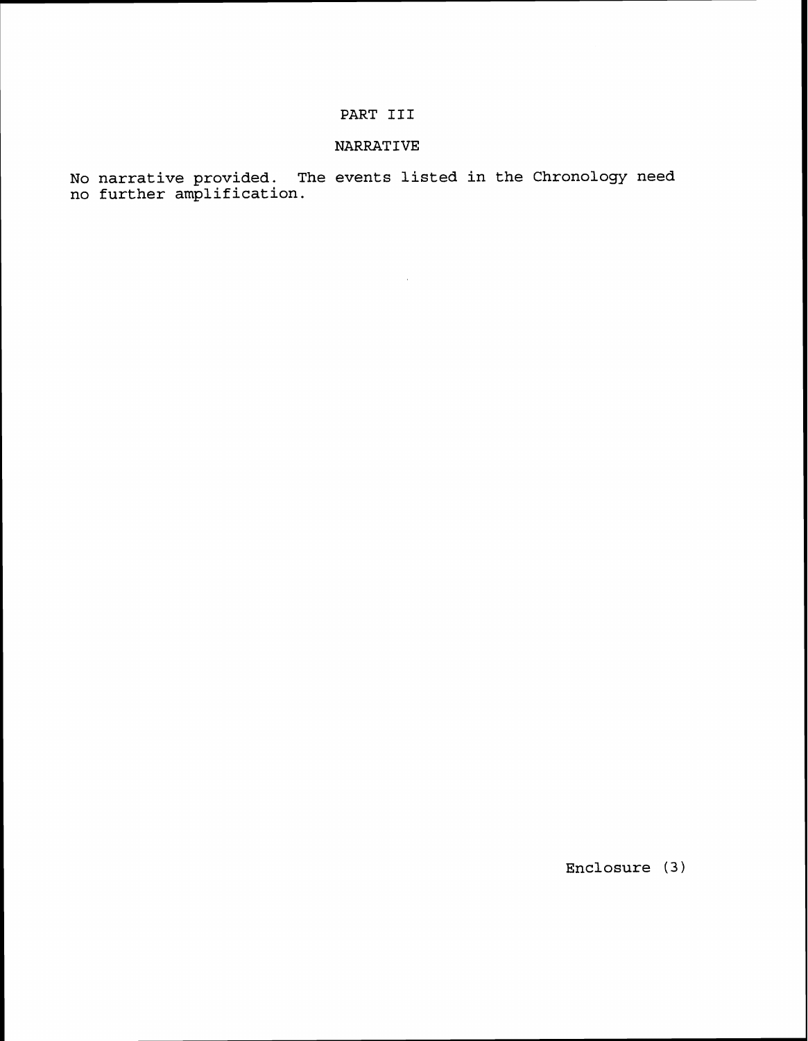## PART III

## NARRATIVE

No narrative provided. The events listed in the Chronology need no further amplification.

Enclosure (3)